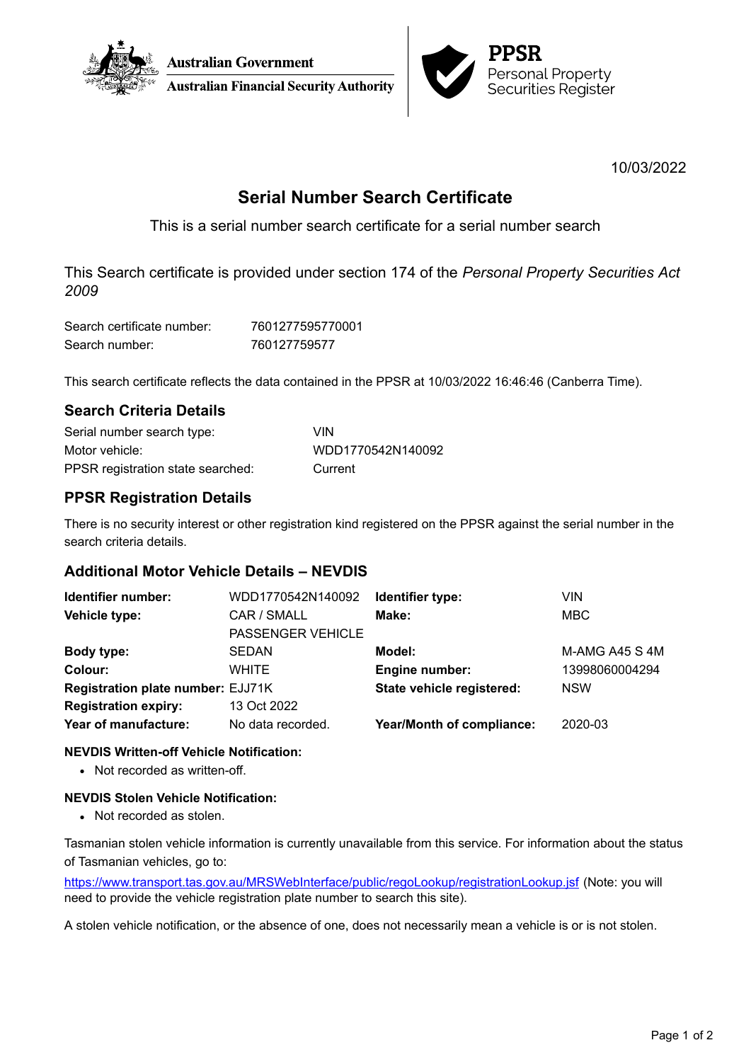Australian Government
Australian Financial Security Authority

**PPSR**
Personal Property
Securities Register

10/03/2022

# Serial Number Search Certificate

This is a serial number search certificate for a serial number search

This Search certificate is provided under section 174 of the *Personal Property Securities Act 2009*

| | |
|---|---|
| Search certificate number: | 7601277595770001 |
| Search number: | 760127759577 |

This search certificate reflects the data contained in the PPSR at 10/03/2022 16:46:46 (Canberra Time).

## Search Criteria Details

| | |
|---|---|
| Serial number search type: | VIN |
| Motor vehicle: | WDD1770542N140092 |
| PPSR registration state searched: | Current |

## PPSR Registration Details

There is no security interest or other registration kind registered on the PPSR against the serial number in the search criteria details.

## Additional Motor Vehicle Details – NEVDIS

| | | | |
|---|---|---|---|
| **Identifier number:** | WDD1770542N140092 | **Identifier type:** | VIN |
| **Vehicle type:** | CAR / SMALL PASSENGER VEHICLE | **Make:** | MBC |
| **Body type:** | SEDAN | **Model:** | M-AMG A45 S 4M |
| **Colour:** | WHITE | **Engine number:** | 13998060004294 |
| **Registration plate number:** | EJJ71K | **State vehicle registered:** | NSW |
| **Registration expiry:** | 13 Oct 2022 | | |
| **Year of manufacture:** | No data recorded. | **Year/Month of compliance:** | 2020-03 |

#### NEVDIS Written-off Vehicle Notification:

- Not recorded as written-off.

#### NEVDIS Stolen Vehicle Notification:

- Not recorded as stolen.

Tasmanian stolen vehicle information is currently unavailable from this service. For information about the status of Tasmanian vehicles, go to:

https://www.transport.tas.gov.au/MRSWebInterface/public/regoLookup/registrationLookup.jsf (Note: you will need to provide the vehicle registration plate number to search this site).

A stolen vehicle notification, or the absence of one, does not necessarily mean a vehicle is or is not stolen.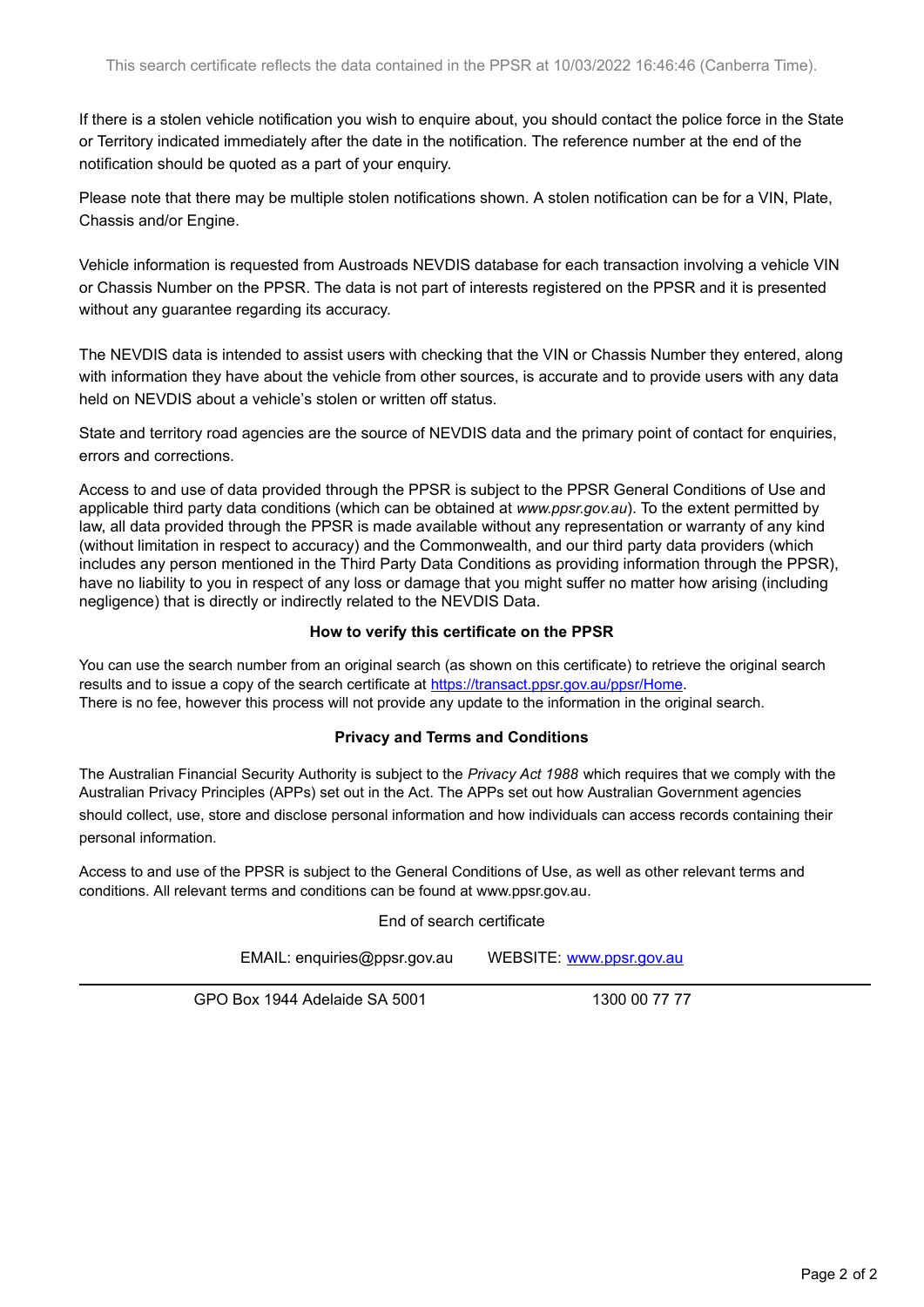This search certificate reflects the data contained in the PPSR at 10/03/2022 16:46:46 (Canberra Time).

If there is a stolen vehicle notification you wish to enquire about, you should contact the police force in the State or Territory indicated immediately after the date in the notification. The reference number at the end of the notification should be quoted as a part of your enquiry.

Please note that there may be multiple stolen notifications shown. A stolen notification can be for a VIN, Plate, Chassis and/or Engine.

Vehicle information is requested from Austroads NEVDIS database for each transaction involving a vehicle VIN or Chassis Number on the PPSR. The data is not part of interests registered on the PPSR and it is presented without any guarantee regarding its accuracy.

The NEVDIS data is intended to assist users with checking that the VIN or Chassis Number they entered, along with information they have about the vehicle from other sources, is accurate and to provide users with any data held on NEVDIS about a vehicle's stolen or written off status.

State and territory road agencies are the source of NEVDIS data and the primary point of contact for enquiries, errors and corrections.

Access to and use of data provided through the PPSR is subject to the PPSR General Conditions of Use and applicable third party data conditions (which can be obtained at *www.ppsr.gov.au*). To the extent permitted by law, all data provided through the PPSR is made available without any representation or warranty of any kind (without limitation in respect to accuracy) and the Commonwealth, and our third party data providers (which includes any person mentioned in the Third Party Data Conditions as providing information through the PPSR), have no liability to you in respect of any loss or damage that you might suffer no matter how arising (including negligence) that is directly or indirectly related to the NEVDIS Data.

**How to verify this certificate on the PPSR**

You can use the search number from an original search (as shown on this certificate) to retrieve the original search results and to issue a copy of the search certificate at https://transact.ppsr.gov.au/ppsr/Home.
There is no fee, however this process will not provide any update to the information in the original search.

**Privacy and Terms and Conditions**

The Australian Financial Security Authority is subject to the *Privacy Act 1988* which requires that we comply with the Australian Privacy Principles (APPs) set out in the Act. The APPs set out how Australian Government agencies should collect, use, store and disclose personal information and how individuals can access records containing their personal information.

Access to and use of the PPSR is subject to the General Conditions of Use, as well as other relevant terms and conditions. All relevant terms and conditions can be found at www.ppsr.gov.au.

End of search certificate

EMAIL: enquiries@ppsr.gov.au WEBSITE: www.ppsr.gov.au

GPO Box 1944 Adelaide SA 5001 1300 00 77 77